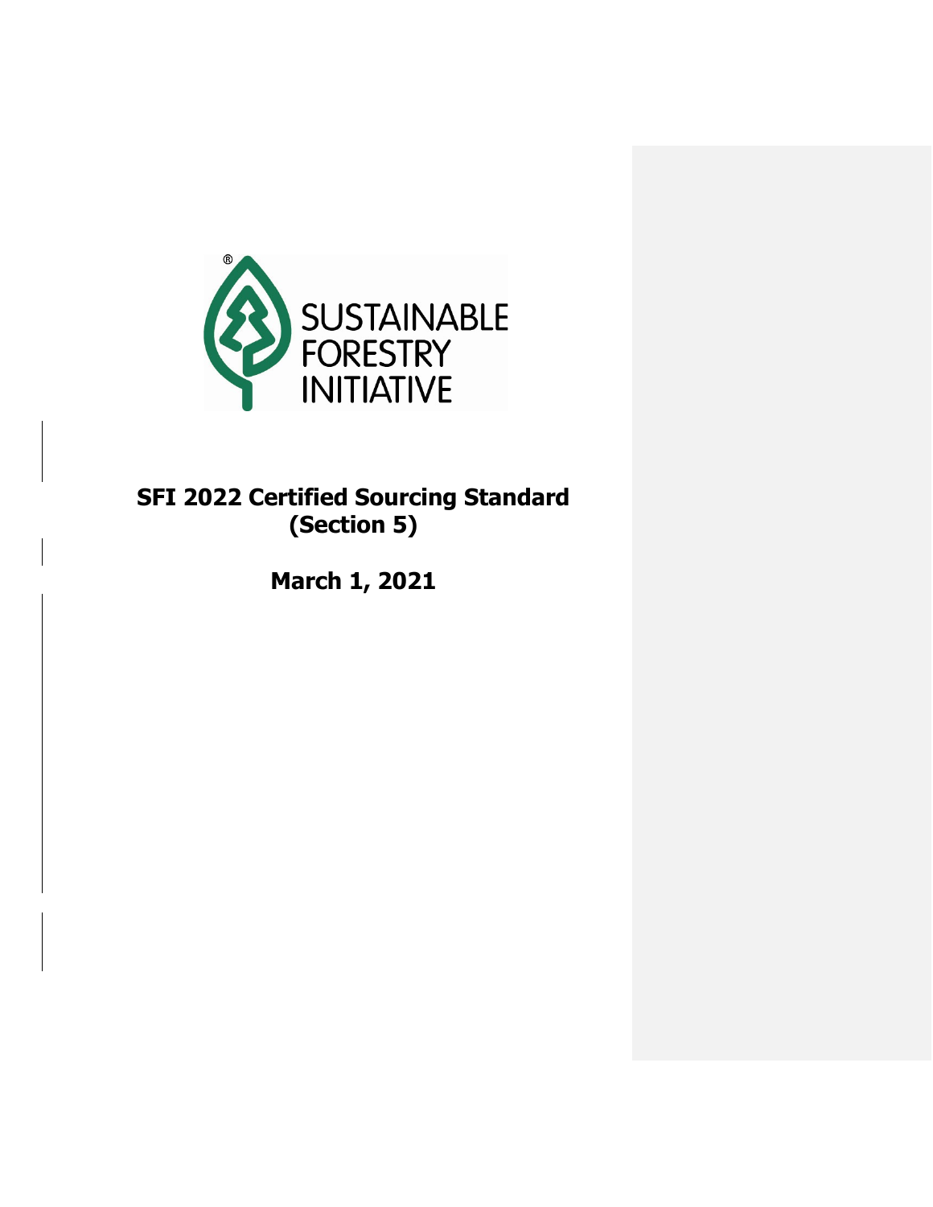SUSTAINABLE FORESTRY INITIATIVE

# SFI 2022 Certified Sourcing Standard (Section 5)

**March 1, 2021**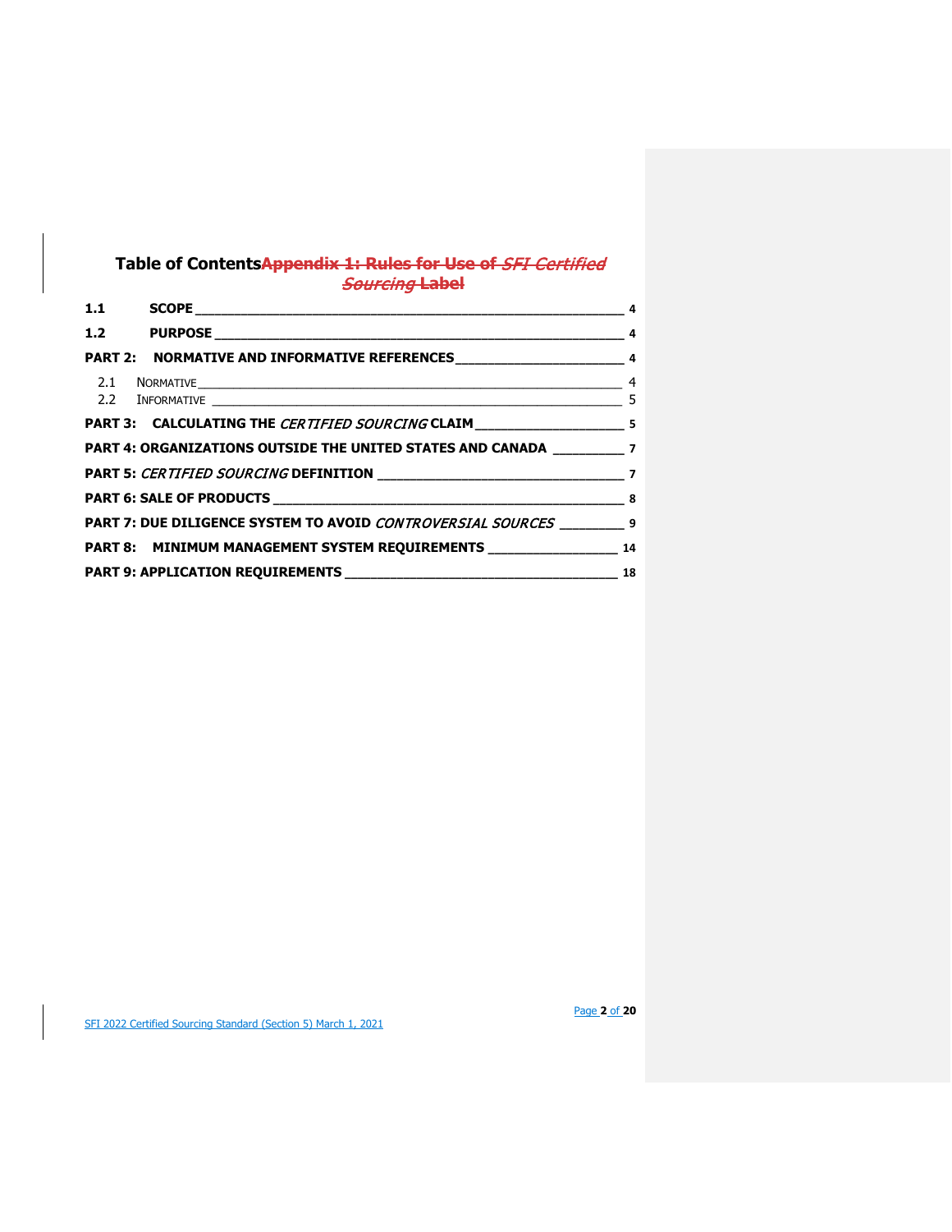# Table of Contents~~Appendix 1: Rules for Use of *SFI Certified Sourcing* Label~~

**1.1 SCOPE** ____ 4

**1.2 PURPOSE** ____ 4

**PART 2: NORMATIVE AND INFORMATIVE REFERENCES** ____ 4

- 2.1 NORMATIVE ____ 4
- 2.2 INFORMATIVE ____ 5

**PART 3: CALCULATING THE *CERTIFIED SOURCING* CLAIM** ____ 5

**PART 4: ORGANIZATIONS OUTSIDE THE UNITED STATES AND CANADA** ____ 7

**PART 5: *CERTIFIED SOURCING* DEFINITION** ____ 7

**PART 6: SALE OF PRODUCTS** ____ 8

**PART 7: DUE DILIGENCE SYSTEM TO AVOID *CONTROVERSIAL SOURCES*** ____ 9

**PART 8: MINIMUM MANAGEMENT SYSTEM REQUIREMENTS** ____ 14

**PART 9: APPLICATION REQUIREMENTS** ____ 18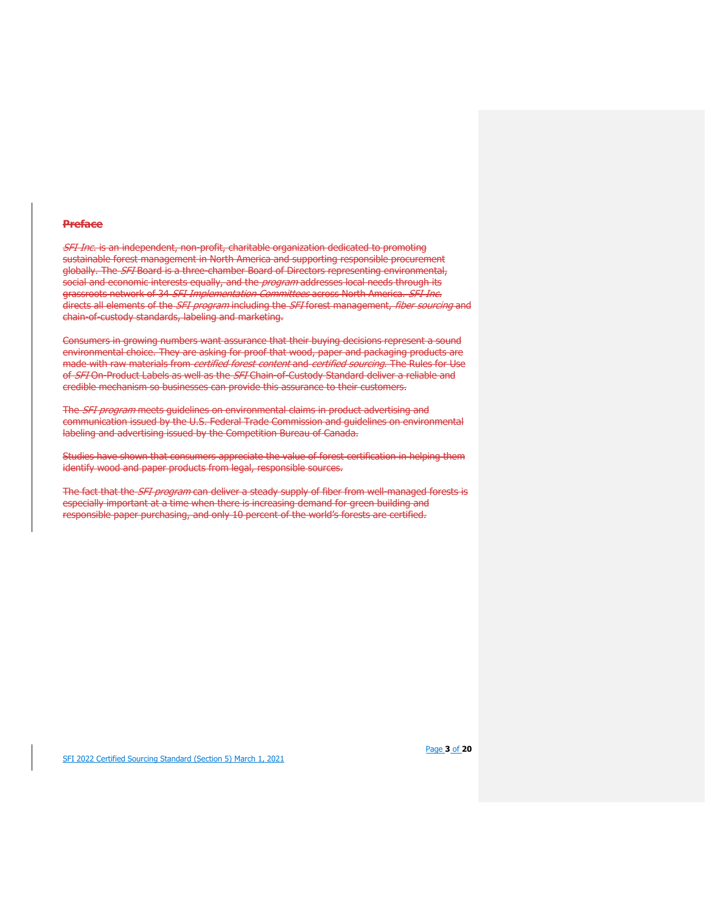## Preface

*SFI Inc.* is an independent, non-profit, charitable organization dedicated to promoting sustainable forest management in North America and supporting responsible procurement globally. The *SFI* Board is a three-chamber Board of Directors representing environmental, social and economic interests equally, and the *program* addresses local needs through its grassroots network of 34 *SFI Implementation Committees* across North America. *SFI Inc.* directs all elements of the *SFI program* including the *SFI* forest management, *fiber sourcing* and chain-of-custody standards, labeling and marketing.

Consumers in growing numbers want assurance that their buying decisions represent a sound environmental choice. They are asking for proof that wood, paper and packaging products are made with raw materials from *certified forest content* and *certified sourcing*. The Rules for Use of *SFI* On-Product Labels as well as the *SFI* Chain-of-Custody Standard deliver a reliable and credible mechanism so businesses can provide this assurance to their customers.

The *SFI program* meets guidelines on environmental claims in product advertising and communication issued by the U.S. Federal Trade Commission and guidelines on environmental labeling and advertising issued by the Competition Bureau of Canada.

Studies have shown that consumers appreciate the value of forest certification in helping them identify wood and paper products from legal, responsible sources.

The fact that the *SFI program* can deliver a steady supply of fiber from well-managed forests is especially important at a time when there is increasing demand for green building and responsible paper purchasing, and only 10 percent of the world's forests are certified.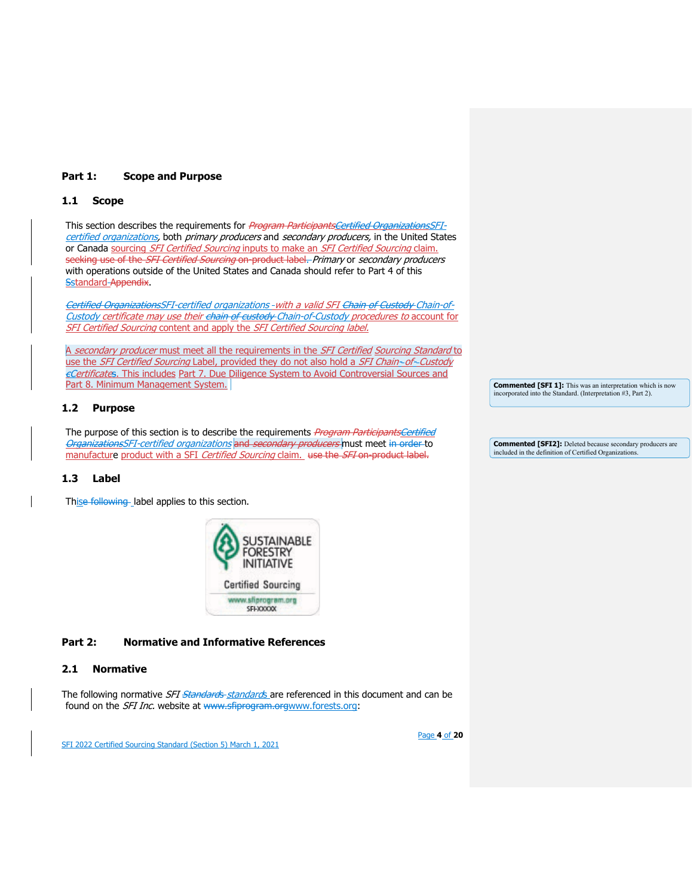## Part 1: Scope and Purpose

### 1.1 Scope

This section describes the requirements for ~~*Program Participants*~~~~*Certified Organizations*~~*SFI-certified organizations*, both *primary producers* and *secondary producers,* in the United States or Canada sourcing *SFI Certified Sourcing* inputs to make an *SFI Certified Sourcing* claim. ~~seeking use of the *SFI Certified Sourcing* on-product label.~~ *Primary* or *secondary producers* with operations outside of the United States and Canada should refer to Part 4 of this ~~S~~standard ~~Appendix~~.

~~*Certified Organizations*~~*SFI-certified organizations* with a valid SFI ~~*Chain of Custody*~~ *Chain-of-Custody certificate may use their* ~~*chain of custody*~~ *Chain-of-Custody procedures to* account for *SFI Certified Sourcing* content and apply the *SFI Certified Sourcing label.*

A *secondary producer* must meet all the requirements in the *SFI Certified Sourcing Standard* to use the *SFI Certified Sourcing* Label, provided they do not also hold a *SFI Chain-of-Custody* ~~c~~*Certificate*~~s~~. This includes Part 7. Due Diligence System to Avoid Controversial Sources and Part 8. Minimum Management System.

**Commented [SFI 1]:** This was an interpretation which is now incorporated into the Standard. (Interpretation #3, Part 2).

### 1.2 Purpose

The purpose of this section is to describe the requirements ~~*Program Participants*~~~~*Certified Organizations*~~*SFI-certified organizations* ~~and *secondary producers*~~ must meet ~~in order~~ to manufacture product with a SFI *Certified Sourcing* claim. ~~use the *SFI* on-product label.~~

**Commented [SFI2]:** Deleted because secondary producers are included in the definition of Certified Organizations.

### 1.3 Label

This~~e following~~ label applies to this section.

SUSTAINABLE FORESTRY INITIATIVE
Certified Sourcing
www.sfiprogram.org
SFI-XXXXX

## Part 2: Normative and Informative References

### 2.1 Normative

The following normative *SFI* ~~*Standards*~~ *standards* are referenced in this document and can be found on the *SFI Inc.* website at ~~www.sfiprogram.org~~www.forests.org: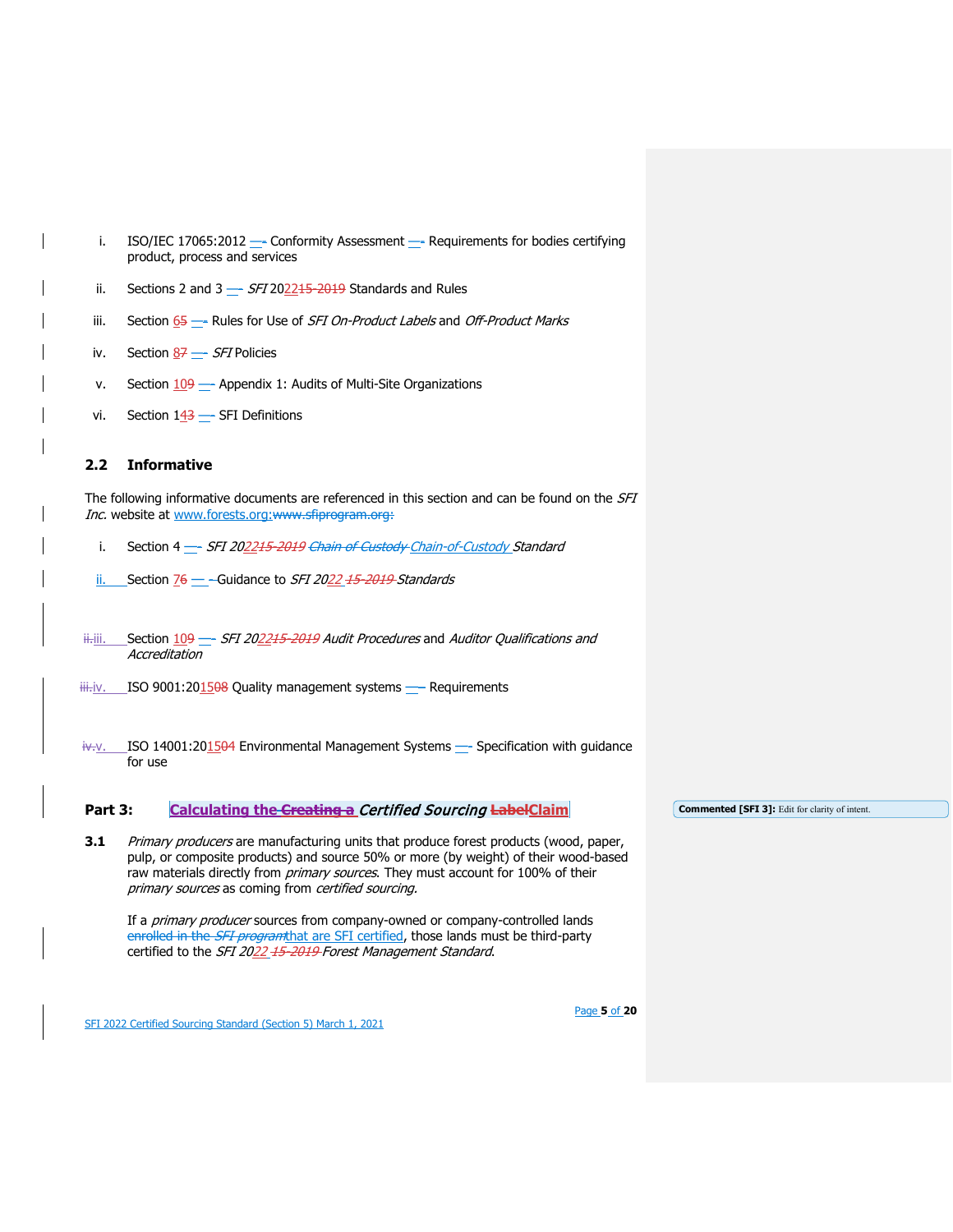i. ISO/IEC 17065:2012 — Conformity Assessment — Requirements for bodies certifying product, process and services

ii. Sections 2 and 3 — *SFI* 2022 Standards and Rules

iii. Section 6 — Rules for Use of *SFI On-Product Labels* and *Off-Product Marks*

iv. Section 8 — *SFI* Policies

v. Section 10 — Appendix 1: Audits of Multi-Site Organizations

vi. Section 14 — SFI Definitions

### 2.2 Informative

The following informative documents are referenced in this section and can be found on the *SFI Inc.* website at www.forests.org:

i. Section 4 — *SFI 2022 Chain-of-Custody Standard*

ii. Section 7 — Guidance to *SFI 2022 Standards*

iii. Section 10 — *SFI 2022 Audit Procedures* and *Auditor Qualifications and Accreditation*

iv. ISO 9001:2015 Quality management systems — Requirements

v. ISO 14001:2015 Environmental Management Systems — Specification with guidance for use

## Part 3: Calculating the *Certified Sourcing* Claim

**3.1** *Primary producers* are manufacturing units that produce forest products (wood, paper, pulp, or composite products) and source 50% or more (by weight) of their wood-based raw materials directly from *primary sources*. They must account for 100% of their *primary sources* as coming from *certified sourcing.*

If a *primary producer* sources from company-owned or company-controlled lands that are SFI certified, those lands must be third-party certified to the *SFI 2022 Forest Management Standard*.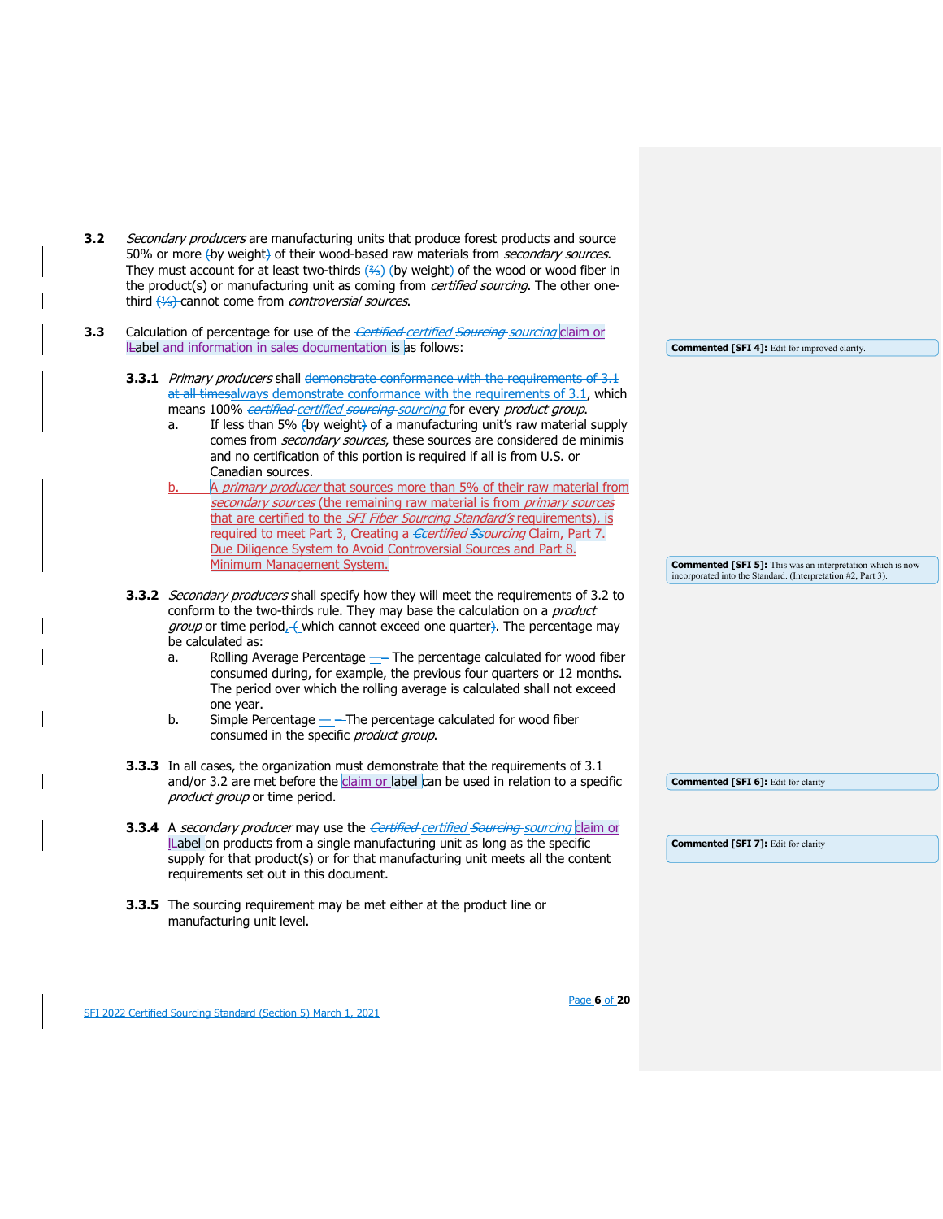**3.2** *Secondary producers* are manufacturing units that produce forest products and source 50% or more (by weight) of their wood-based raw materials from *secondary sources*. They must account for at least two-thirds (⅔) (by weight) of the wood or wood fiber in the product(s) or manufacturing unit as coming from *certified sourcing*. The other one-third (⅓) cannot come from *controversial sources*.

**3.3** Calculation of percentage for use of the *certified sourcing* claim or label and information in sales documentation is as follows:

**3.3.1** *Primary producers* shall always demonstrate conformance with the requirements of 3.1, which means 100% *certified sourcing* for every *product group*.

a. If less than 5% (by weight) of a manufacturing unit's raw material supply comes from *secondary sources*, these sources are considered de minimis and no certification of this portion is required if all is from U.S. or Canadian sources.

b. A *primary producer* that sources more than 5% of their raw material from *secondary sources* (the remaining raw material is from *primary sources* that are certified to the *SFI Fiber Sourcing Standard's* requirements), is required to meet Part 3, Creating a Certified Sourcing Claim, Part 7. Due Diligence System to Avoid Controversial Sources and Part 8. Minimum Management System.

**3.3.2** *Secondary producers* shall specify how they will meet the requirements of 3.2 to conform to the two-thirds rule. They may base the calculation on a *product group* or time period, (which cannot exceed one quarter). The percentage may be calculated as:

a. Rolling Average Percentage — The percentage calculated for wood fiber consumed during, for example, the previous four quarters or 12 months. The period over which the rolling average is calculated shall not exceed one year.

b. Simple Percentage — The percentage calculated for wood fiber consumed in the specific *product group*.

**3.3.3** In all cases, the organization must demonstrate that the requirements of 3.1 and/or 3.2 are met before the claim or label can be used in relation to a specific *product group* or time period.

**3.3.4** A *secondary producer* may use the *certified sourcing* claim or label on products from a single manufacturing unit as long as the specific supply for that product(s) or for that manufacturing unit meets all the content requirements set out in this document.

**3.3.5** The sourcing requirement may be met either at the product line or manufacturing unit level.

**Commented [SFI 4]:** Edit for improved clarity.

**Commented [SFI 5]:** This was an interpretation which is now incorporated into the Standard. (Interpretation #2, Part 3).

**Commented [SFI 6]:** Edit for clarity

**Commented [SFI 7]:** Edit for clarity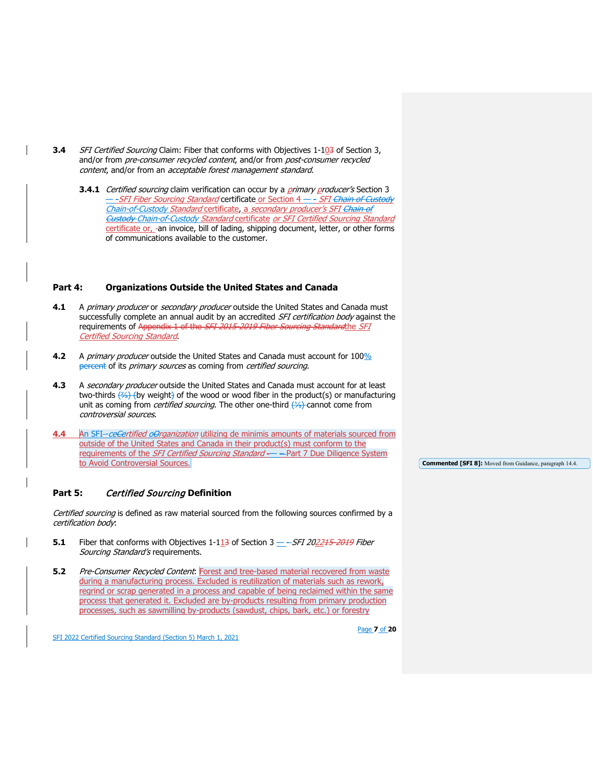**3.4** *SFI Certified Sourcing* Claim: Fiber that conforms with Objectives 1-103 of Section 3, and/or from *pre-consumer recycled content*, and/or from *post-consumer recycled content*, and/or from an *acceptable forest management standard*.

**3.4.1** *Certified sourcing* claim verification can occur by a *primary producer's* Section 3 — -*SFI Fiber Sourcing Standard* certificate or Section 4 — - *SFI Chain of Custody Chain-of-Custody Standard* certificate, a *secondary producer's SFI Chain of Custody Chain-of-Custody Standard* certificate *or SFI Certified Sourcing Standard* certificate or, -an invoice, bill of lading, shipping document, letter, or other forms of communications available to the customer.

## Part 4: Organizations Outside the United States and Canada

**4.1** A *primary producer* or *secondary producer* outside the United States and Canada must successfully complete an annual audit by an accredited *SFI certification body* against the requirements of Appendix 1 of the *SFI 2015-2019 Fiber Sourcing Standard*the *SFI Certified Sourcing Standard*.

**4.2** A *primary producer* outside the United States and Canada must account for 100% percent of its *primary sources* as coming from *certified sourcing*.

**4.3** A *secondary producer* outside the United States and Canada must account for at least two-thirds (⅔) (by weight) of the wood or wood fiber in the product(s) or manufacturing unit as coming from *certified sourcing*. The other one-third (⅓) cannot come from *controversial sources*.

**4.4** An SFI--ce*Certified oOrganization* utilizing de minimis amounts of materials sourced from outside of the United States and Canada in their product(s) must conform to the requirements of the *SFI Certified Sourcing Standard* -— –Part 7 Due Diligence System to Avoid Controversial Sources.

**Commented [SFI 8]:** Moved from Guidance, paragraph 14.4.

## Part 5: *Certified Sourcing* Definition

*Certified sourcing* is defined as raw material sourced from the following sources confirmed by a *certification body*:

**5.1** Fiber that conforms with Objectives 1-113 of Section 3 — -*SFI 202215-2019 Fiber Sourcing Standard's* requirements.

**5.2** *Pre-Consumer Recycled Content*: Forest and tree-based material recovered from waste during a manufacturing process. Excluded is reutilization of materials such as rework, regrind or scrap generated in a process and capable of being reclaimed within the same process that generated it. Excluded are by-products resulting from primary production processes, such as sawmilling by-products (sawdust, chips, bark, etc.) or forestry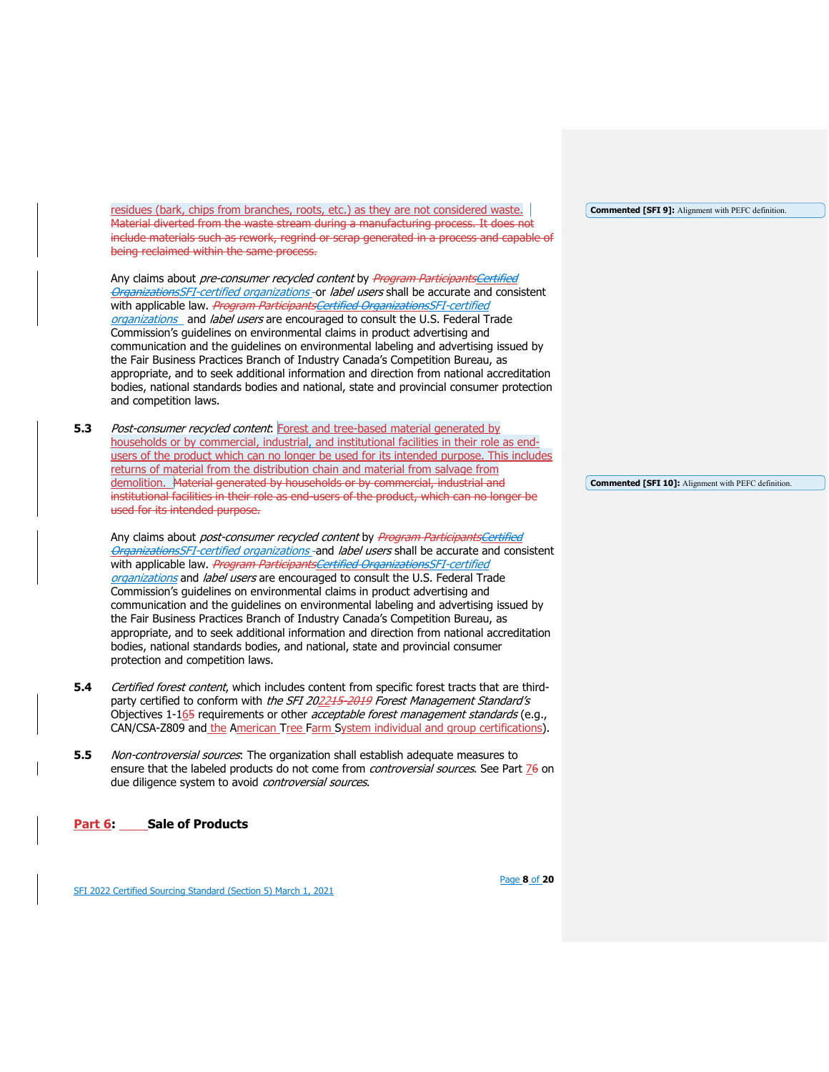residues (bark, chips from branches, roots, etc.) as they are not considered waste. ~~Material diverted from the waste stream during a manufacturing process. It does not include materials such as rework, regrind or scrap generated in a process and capable of being reclaimed within the same process.~~

Any claims about *pre-consumer recycled content* by ~~*Program Participants*~~~~*Certified Organizations*~~*SFI-certified organizations* or *label users* shall be accurate and consistent with applicable law. ~~*Program Participants*~~~~*Certified Organizations*~~*SFI-certified organizations* and *label users* are encouraged to consult the U.S. Federal Trade Commission's guidelines on environmental claims in product advertising and communication and the guidelines on environmental labeling and advertising issued by the Fair Business Practices Branch of Industry Canada's Competition Bureau, as appropriate, and to seek additional information and direction from national accreditation bodies, national standards bodies and national, state and provincial consumer protection and competition laws.

**5.3** *Post-consumer recycled content*: Forest and tree-based material generated by households or by commercial, industrial, and institutional facilities in their role as end-users of the product which can no longer be used for its intended purpose. This includes returns of material from the distribution chain and material from salvage from demolition. ~~Material generated by households or by commercial, industrial and institutional facilities in their role as end-users of the product, which can no longer be used for its intended purpose.~~

Any claims about *post-consumer recycled content* by ~~*Program Participants*~~~~*Certified Organizations*~~*SFI-certified organizations* and *label users* shall be accurate and consistent with applicable law. ~~*Program Participants*~~~~*Certified Organizations*~~*SFI-certified organizations* and *label users* are encouraged to consult the U.S. Federal Trade Commission's guidelines on environmental claims in product advertising and communication and the guidelines on environmental labeling and advertising issued by the Fair Business Practices Branch of Industry Canada's Competition Bureau, as appropriate, and to seek additional information and direction from national accreditation bodies, national standards bodies, and national, state and provincial consumer protection and competition laws.

**5.4** *Certified forest content*, which includes content from specific forest tracts that are third-party certified to conform with *the SFI 2022~~15-2019~~ Forest Management Standard's* Objectives 1-16~~5~~ requirements or other *acceptable forest management standards* (e.g., CAN/CSA-Z809 and the American Tree Farm System individual and group certifications).

**5.5** *Non-controversial sources*: The organization shall establish adequate measures to ensure that the labeled products do not come from *controversial sources*. See Part 7~~6~~ on due diligence system to avoid *controversial sources*.

## Part 6: Sale of Products

> **Commented [SFI 9]:** Alignment with PEFC definition.
>
> **Commented [SFI 10]:** Alignment with PEFC definition.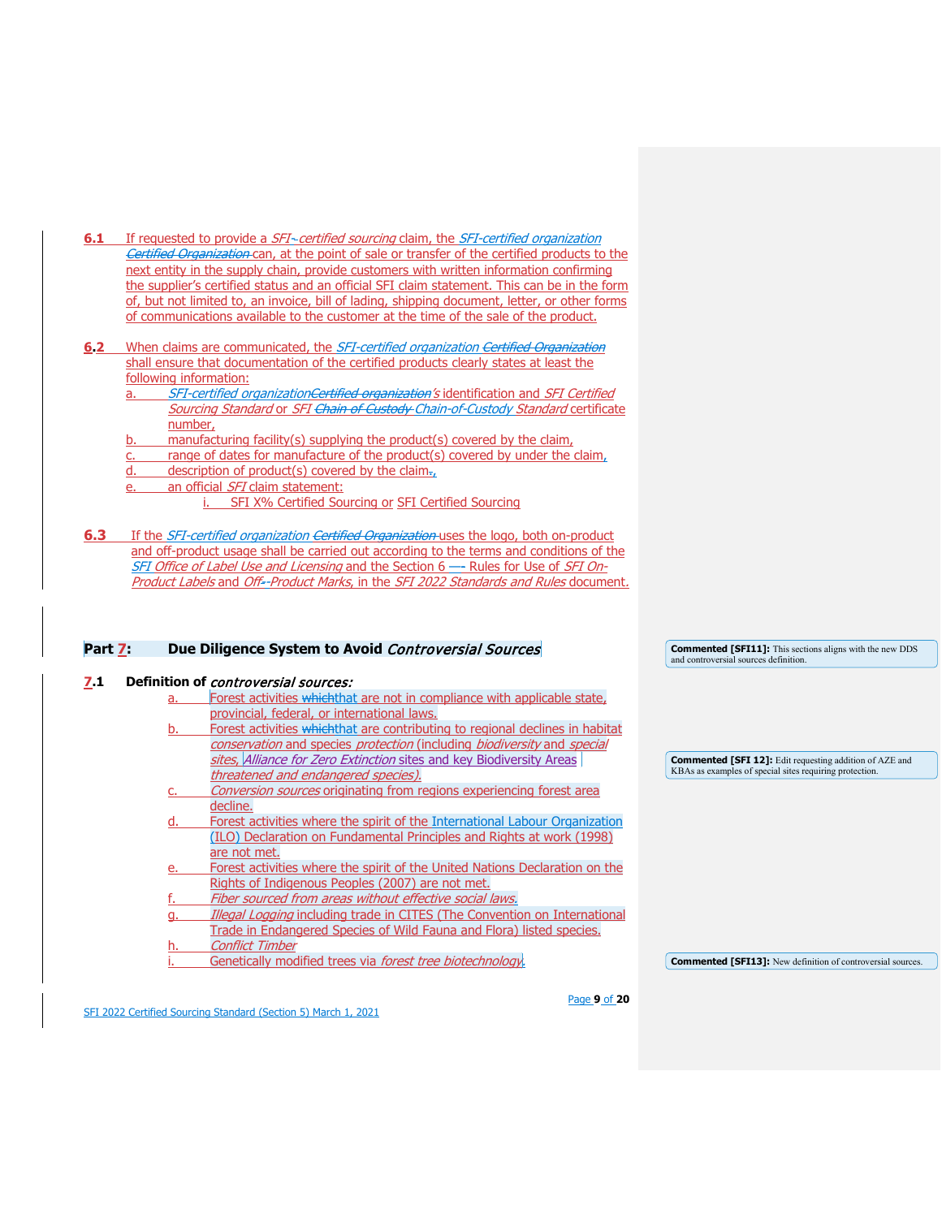**6.1** If requested to provide a *SFI-certified sourcing* claim, the *SFI-certified organization* can, at the point of sale or transfer of the certified products to the next entity in the supply chain, provide customers with written information confirming the supplier's certified status and an official SFI claim statement. This can be in the form of, but not limited to, an invoice, bill of lading, shipping document, letter, or other forms of communications available to the customer at the time of the sale of the product.

**6.2** When claims are communicated, the *SFI-certified organization* shall ensure that documentation of the certified products clearly states at least the following information:

a. *SFI-certified organization's* identification and *SFI Certified Sourcing Standard* or *SFI Chain-of-Custody Standard* certificate number,
b. manufacturing facility(s) supplying the product(s) covered by the claim,
c. range of dates for manufacture of the product(s) covered by under the claim,
d. description of product(s) covered by the claim,
e. an official *SFI* claim statement:
   i. SFI X% Certified Sourcing or SFI Certified Sourcing

**6.3** If the *SFI-certified organization* uses the logo, both on-product and off-product usage shall be carried out according to the terms and conditions of the *SFI Office of Label Use and Licensing* and the Section 6 – Rules for Use of *SFI On-Product Labels* and *Off-Product Marks*, in the *SFI 2022 Standards and Rules* document.

## Part 7: Due Diligence System to Avoid *Controversial Sources*

**7.1 Definition of *controversial sources:***

a. Forest activities that are not in compliance with applicable state, provincial, federal, or international laws.
b. Forest activities that are contributing to regional declines in habitat *conservation* and species *protection* (including *biodiversity* and *special sites*, *Alliance for Zero Extinction* sites and key Biodiversity Areas *threatened and endangered species).*
c. *Conversion sources* originating from regions experiencing forest area decline.
d. Forest activities where the spirit of the International Labour Organization (ILO) Declaration on Fundamental Principles and Rights at work (1998) are not met.
e. Forest activities where the spirit of the United Nations Declaration on the Rights of Indigenous Peoples (2007) are not met.
f. *Fiber sourced from areas without effective social laws.*
g. *Illegal Logging* including trade in CITES (The Convention on International Trade in Endangered Species of Wild Fauna and Flora) listed species.
h. *Conflict Timber*
i. Genetically modified trees via *forest tree biotechnology*.

Commented [SFI11]: This sections aligns with the new DDS and controversial sources definition.

Commented [SFI 12]: Edit requesting addition of AZE and KBAs as examples of special sites requiring protection.

Commented [SFI13]: New definition of controversial sources.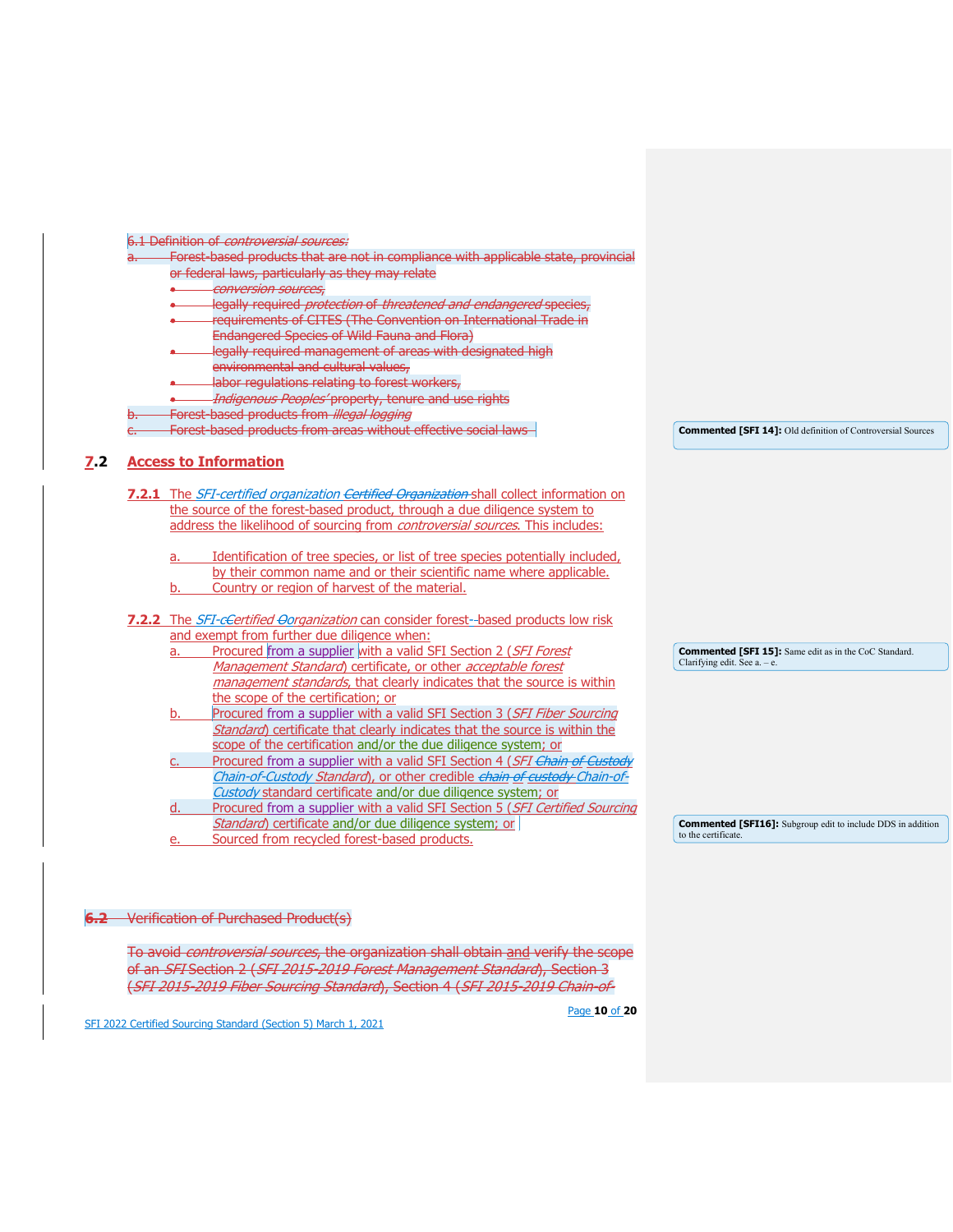6.1 Definition of *controversial sources:*

a. Forest-based products that are not in compliance with applicable state, provincial or federal laws, particularly as they may relate
   - *conversion sources,*
   - legally required *protection* of *threatened and endangered* species,
   - requirements of CITES (The Convention on International Trade in Endangered Species of Wild Fauna and Flora)
   - legally required management of areas with designated high environmental and cultural values,
   - labor regulations relating to forest workers,
   - *Indigenous Peoples'* property, tenure and use rights

b. Forest-based products from *illegal logging*

c. Forest-based products from areas without effective social laws

**Commented [SFI 14]:** Old definition of Controversial Sources

## 7.2 Access to Information

**7.2.1** The *SFI-certified organization* *Certified Organization* shall collect information on the source of the forest-based product, through a due diligence system to address the likelihood of sourcing from *controversial sources*. This includes:

a. Identification of tree species, or list of tree species potentially included, by their common name and or their scientific name where applicable.

b. Country or region of harvest of the material.

**7.2.2** The *SFI-cCertified Oorganization* can consider forest--based products low risk and exempt from further due diligence when:

a. Procured from a supplier with a valid SFI Section 2 (*SFI Forest Management Standard*) certificate, or other *acceptable forest management standards*, that clearly indicates that the source is within the scope of the certification; or

b. Procured from a supplier with a valid SFI Section 3 (*SFI Fiber Sourcing Standard*) certificate that clearly indicates that the source is within the scope of the certification and/or the due diligence system; or

c. Procured from a supplier with a valid SFI Section 4 (*SFI Chain of Custody Chain-of-Custody Standard*), or other credible *chain of custody* *Chain-of-Custody* standard certificate and/or due diligence system; or

d. Procured from a supplier with a valid SFI Section 5 (*SFI Certified Sourcing Standard*) certificate and/or due diligence system; or

e. Sourced from recycled forest-based products.

**Commented [SFI 15]:** Same edit as in the CoC Standard. Clarifying edit. See a. – e.

**Commented [SFI16]:** Subgroup edit to include DDS in addition to the certificate.

## 6.2 Verification of Purchased Product(s)

To avoid *controversial sources*, the organization shall obtain and verify the scope of an *SFI* Section 2 (*SFI 2015-2019 Forest Management Standard*), Section 3 (*SFI 2015-2019 Fiber Sourcing Standard*), Section 4 (*SFI 2015-2019 Chain-of-*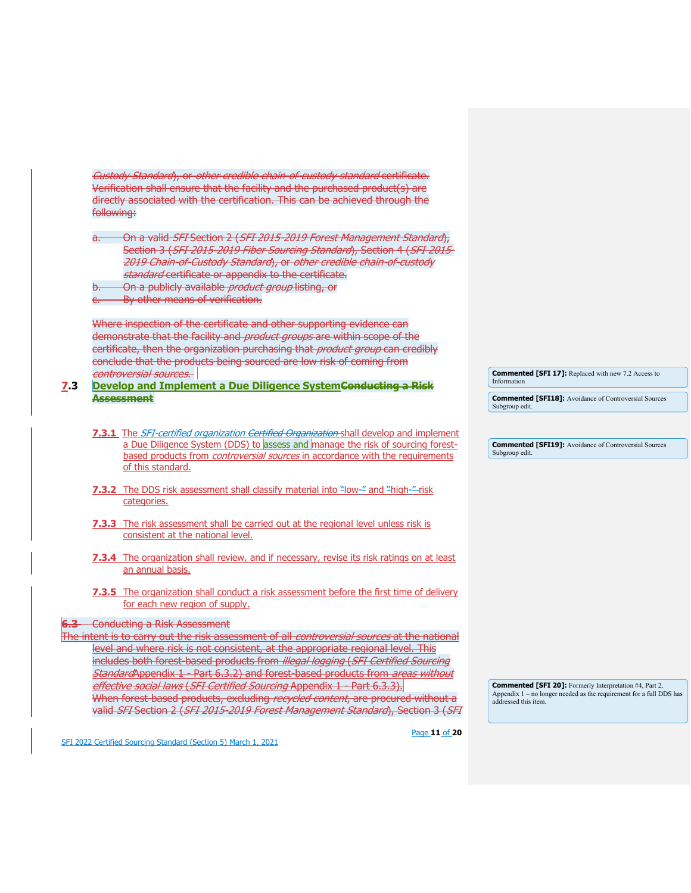Custody Standard), or other credible chain-of-custody standard certificate. Verification shall ensure that the facility and the purchased product(s) are directly associated with the certification. This can be achieved through the following:

a. On a valid *SFI* Section 2 (*SFI 2015-2019 Forest Management Standard*), Section 3 (*SFI 2015-2019 Fiber Sourcing Standard*), Section 4 (*SFI 2015-2019 Chain-of-Custody Standard*), or *other credible chain-of-custody standard* certificate or appendix to the certificate.
b. On a publicly available *product group* listing, or
c. By other means of verification.

Where inspection of the certificate and other supporting evidence can demonstrate that the facility and *product groups* are within scope of the certificate, then the organization purchasing that *product group* can credibly conclude that the products being sourced are low risk of coming from *controversial sources*.

## 7.3 Develop and Implement a Due Diligence System

**7.3.1** The *SFI-certified organization* shall develop and implement a Due Diligence System (DDS) to assess and manage the risk of sourcing forest-based products from *controversial sources* in accordance with the requirements of this standard.

**7.3.2** The DDS risk assessment shall classify material into "low-" and "high-" risk categories.

**7.3.3** The risk assessment shall be carried out at the regional level unless risk is consistent at the national level.

**7.3.4** The organization shall review, and if necessary, revise its risk ratings on at least an annual basis.

**7.3.5** The organization shall conduct a risk assessment before the first time of delivery for each new region of supply.

6.3 Conducting a Risk Assessment

The intent is to carry out the risk assessment of all *controversial sources* at the national level and where risk is not consistent, at the appropriate regional level. This includes both forest-based products from *illegal logging* (*SFI Certified Sourcing Standard* Appendix 1 - Part 6.3.2) and forest-based products from *areas without effective social laws* (*SFI Certified Sourcing* Appendix 1 – Part 6.3.3). When forest-based products, excluding *recycled content*, are procured without a valid *SFI* Section 2 (*SFI 2015-2019 Forest Management Standard*), Section 3 (*SFI*

> **Commented [SFI 17]:** Replaced with new 7.2 Access to Information
>
> **Commented [SFI18]:** Avoidance of Controversial Sources Subgroup edit.
>
> **Commented [SFI19]:** Avoidance of Controversial Sources Subgroup edit.
>
> **Commented [SFI 20]:** Formerly Interpretation #4, Part 2, Appendix 1 – no longer needed as the requirement for a full DDS has addressed this item.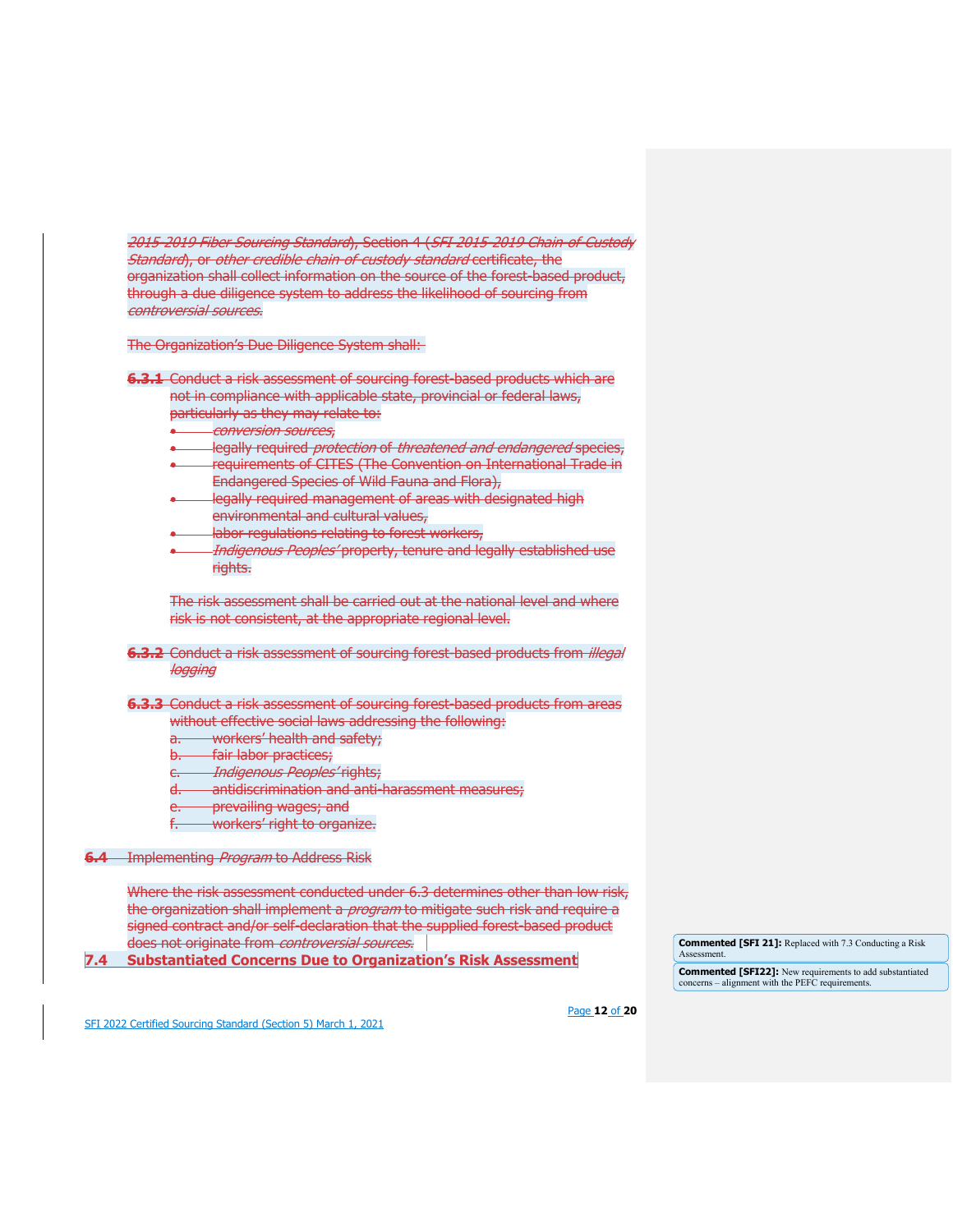~~*2015-2019 Fiber Sourcing Standard*), Section 4 (*SFI 2015-2019 Chain-of-Custody Standard*), or *other credible chain-of-custody standard* certificate, the organization shall collect information on the source of the forest-based product, through a due diligence system to address the likelihood of sourcing from *controversial sources*.~~

~~The Organization's Due Diligence System shall:~~

~~**6.3.1** Conduct a risk assessment of sourcing forest-based products which are not in compliance with applicable state, provincial or federal laws, particularly as they may relate to:~~

- ~~*conversion sources*,~~
- ~~legally required *protection* of *threatened and endangered* species,~~
- ~~requirements of CITES (The Convention on International Trade in Endangered Species of Wild Fauna and Flora),~~
- ~~legally required management of areas with designated high environmental and cultural values,~~
- ~~labor regulations relating to forest workers,~~
- ~~*Indigenous Peoples'* property, tenure and legally established use rights.~~

~~The risk assessment shall be carried out at the national level and where risk is not consistent, at the appropriate regional level.~~

~~**6.3.2** Conduct a risk assessment of sourcing forest-based products from *illegal logging*~~

~~**6.3.3** Conduct a risk assessment of sourcing forest-based products from areas without effective social laws addressing the following:~~

~~a. workers' health and safety;~~
~~b. fair labor practices;~~
~~c. *Indigenous Peoples'* rights;~~
~~d. antidiscrimination and anti-harassment measures;~~
~~e. prevailing wages; and~~
~~f. workers' right to organize.~~

~~**6.4**~~ ~~Implementing *Program* to Address Risk~~

~~Where the risk assessment conducted under 6.3 determines other than low risk, the organization shall implement a *program* to mitigate such risk and require a signed contract and/or self-declaration that the supplied forest-based product does not originate from *controversial sources*.~~

**7.4 Substantiated Concerns Due to Organization's Risk Assessment**

**Commented [SFI 21]:** Replaced with 7.3 Conducting a Risk Assessment.

**Commented [SFI22]:** New requirements to add substantiated concerns – alignment with the PEFC requirements.

SFI 2022 Certified Sourcing Standard (Section 5) March 1, 2021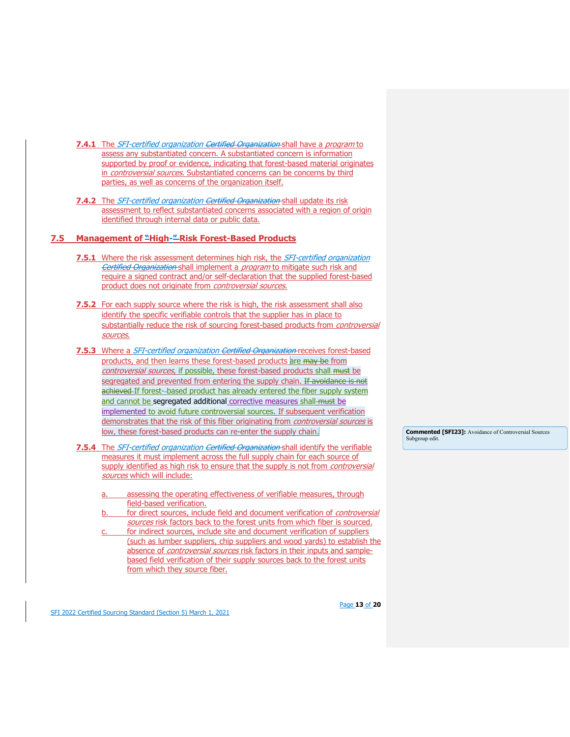**7.4.1** The *SFI-certified organization* ~~*Certified Organization*~~ shall have a *program* to assess any substantiated concern. A substantiated concern is information supported by proof or evidence, indicating that forest-based material originates in *controversial sources*. Substantiated concerns can be concerns by third parties, as well as concerns of the organization itself.

**7.4.2** The *SFI-certified organization* ~~*Certified Organization*~~ shall update its risk assessment to reflect substantiated concerns associated with a region of origin identified through internal data or public data.

## 7.5 Management of "High-" Risk Forest-Based Products

**7.5.1** Where the risk assessment determines high risk, the *SFI-certified organization* ~~*Certified Organization*~~ shall implement a *program* to mitigate such risk and require a signed contract and/or self-declaration that the supplied forest-based product does not originate from *controversial sources*.

**7.5.2** For each supply source where the risk is high, the risk assessment shall also identify the specific verifiable controls that the supplier has in place to substantially reduce the risk of sourcing forest-based products from *controversial sources*.

**7.5.3** Where a *SFI-certified organization* ~~*Certified Organization*~~ receives forest-based products, and then learns these forest-based products are ~~may be~~ from *controversial sources*, if possible, these forest-based products shall ~~must~~ be segregated and prevented from entering the supply chain. ~~If avoidance is not achieved~~ If forest-based product has already entered the fiber supply system and cannot be segregated additional corrective measures shall ~~must~~ be implemented to avoid future controversial sources. If subsequent verification demonstrates that the risk of this fiber originating from *controversial sources* is low, these forest-based products can re-enter the supply chain.

**Commented [SFI23]:** Avoidance of Controversial Sources Subgroup edit.

**7.5.4** The *SFI-certified organization* ~~*Certified Organization*~~ shall identify the verifiable measures it must implement across the full supply chain for each source of supply identified as high risk to ensure that the supply is not from *controversial sources* which will include:

a. assessing the operating effectiveness of verifiable measures, through field-based verification.
b. for direct sources, include field and document verification of *controversial sources* risk factors back to the forest units from which fiber is sourced.
c. for indirect sources, include site and document verification of suppliers (such as lumber suppliers, chip suppliers and wood yards) to establish the absence of *controversial sources* risk factors in their inputs and sample-based field verification of their supply sources back to the forest units from which they source fiber.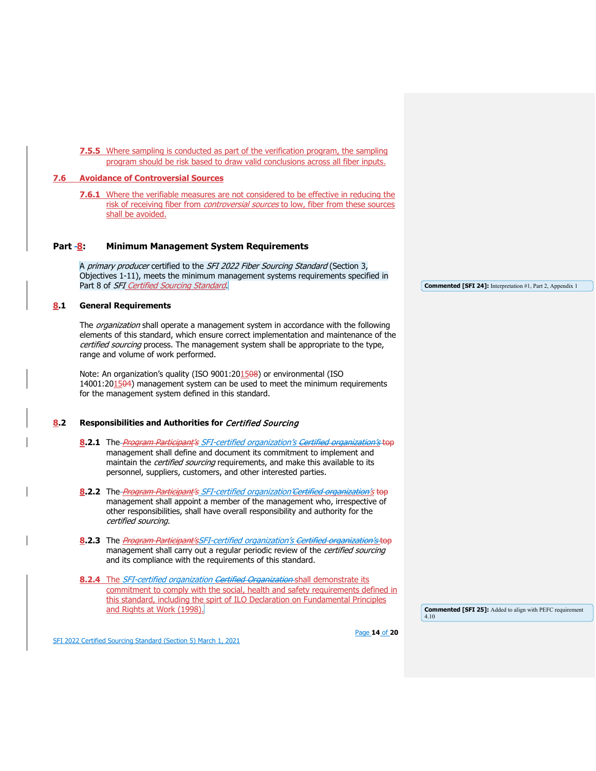**7.5.5** Where sampling is conducted as part of the verification program, the sampling program should be risk based to draw valid conclusions across all fiber inputs.

## 7.6 Avoidance of Controversial Sources

**7.6.1** Where the verifiable measures are not considered to be effective in reducing the risk of receiving fiber from *controversial sources* to low, fiber from these sources shall be avoided.

## Part 8: Minimum Management System Requirements

A *primary producer* certified to the *SFI 2022 Fiber Sourcing Standard* (Section 3, Objectives 1-11), meets the minimum management systems requirements specified in Part 8 of *SFI Certified Sourcing Standard*.

### 8.1 General Requirements

The *organization* shall operate a management system in accordance with the following elements of this standard, which ensure correct implementation and maintenance of the *certified sourcing* process. The management system shall be appropriate to the type, range and volume of work performed.

Note: An organization's quality (ISO 9001:2015) or environmental (ISO 14001:2015) management system can be used to meet the minimum requirements for the management system defined in this standard.

### 8.2 Responsibilities and Authorities for *Certified Sourcing*

**8.2.1** The *SFI-certified organization's* top management shall define and document its commitment to implement and maintain the *certified sourcing* requirements, and make this available to its personnel, suppliers, customers, and other interested parties.

**8.2.2** The *SFI-certified organization's* top management shall appoint a member of the management who, irrespective of other responsibilities, shall have overall responsibility and authority for the *certified sourcing*.

**8.2.3** The *SFI-certified organization's* top management shall carry out a regular periodic review of the *certified sourcing* and its compliance with the requirements of this standard.

**8.2.4** The *SFI-certified organization* shall demonstrate its commitment to comply with the social, health and safety requirements defined in this standard, including the spirt of ILO Declaration on Fundamental Principles and Rights at Work (1998).

Commented [SFI 24]: Interpretation #1, Part 2, Appendix 1

Commented [SFI 25]: Added to align with PEFC requirement 4.10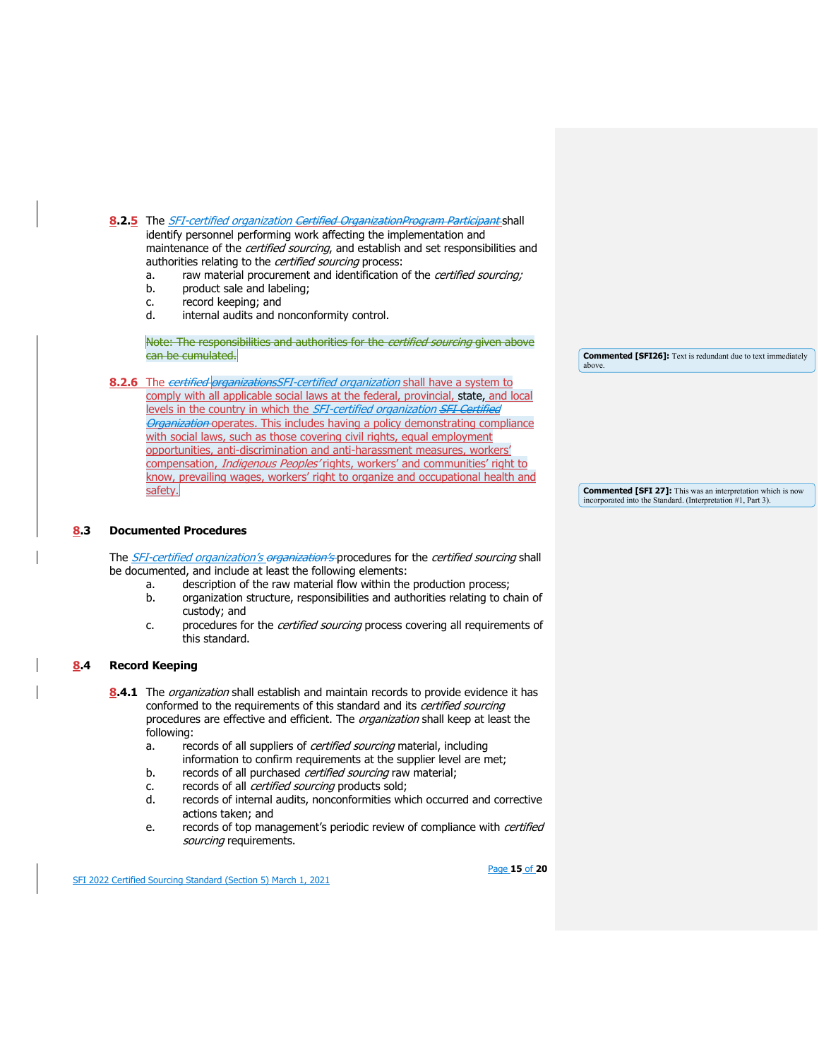**8.2.5** The *SFI-certified organization* ~~*Certified Organization*~~~~*Program Participant*~~ shall identify personnel performing work affecting the implementation and maintenance of the *certified sourcing*, and establish and set responsibilities and authorities relating to the *certified sourcing* process:

a. raw material procurement and identification of the *certified sourcing;*
b. product sale and labeling;
c. record keeping; and
d. internal audits and nonconformity control.

~~Note: The responsibilities and authorities for the *certified sourcing* given above can be cumulated.~~

**Commented [SFI26]:** Text is redundant due to text immediately above.

**8.2.6** The ~~*certified organizations*~~*SFI-certified organization* shall have a system to comply with all applicable social laws at the federal, provincial, state, and local levels in the country in which the *SFI-certified organization* ~~*SFI Certified Organization*~~ operates. This includes having a policy demonstrating compliance with social laws, such as those covering civil rights, equal employment opportunities, anti-discrimination and anti-harassment measures, workers' compensation, *Indigenous Peoples'* rights, workers' and communities' right to know, prevailing wages, workers' right to organize and occupational health and safety.

**Commented [SFI 27]:** This was an interpretation which is now incorporated into the Standard. (Interpretation #1, Part 3).

## 8.3 Documented Procedures

The *SFI-certified organization's* ~~*organization's*~~ procedures for the *certified sourcing* shall be documented, and include at least the following elements:

a. description of the raw material flow within the production process;
b. organization structure, responsibilities and authorities relating to chain of custody; and
c. procedures for the *certified sourcing* process covering all requirements of this standard.

## 8.4 Record Keeping

**8.4.1** The *organization* shall establish and maintain records to provide evidence it has conformed to the requirements of this standard and its *certified sourcing* procedures are effective and efficient. The *organization* shall keep at least the following:

a. records of all suppliers of *certified sourcing* material, including information to confirm requirements at the supplier level are met;
b. records of all purchased *certified sourcing* raw material;
c. records of all *certified sourcing* products sold;
d. records of internal audits, nonconformities which occurred and corrective actions taken; and
e. records of top management's periodic review of compliance with *certified sourcing* requirements.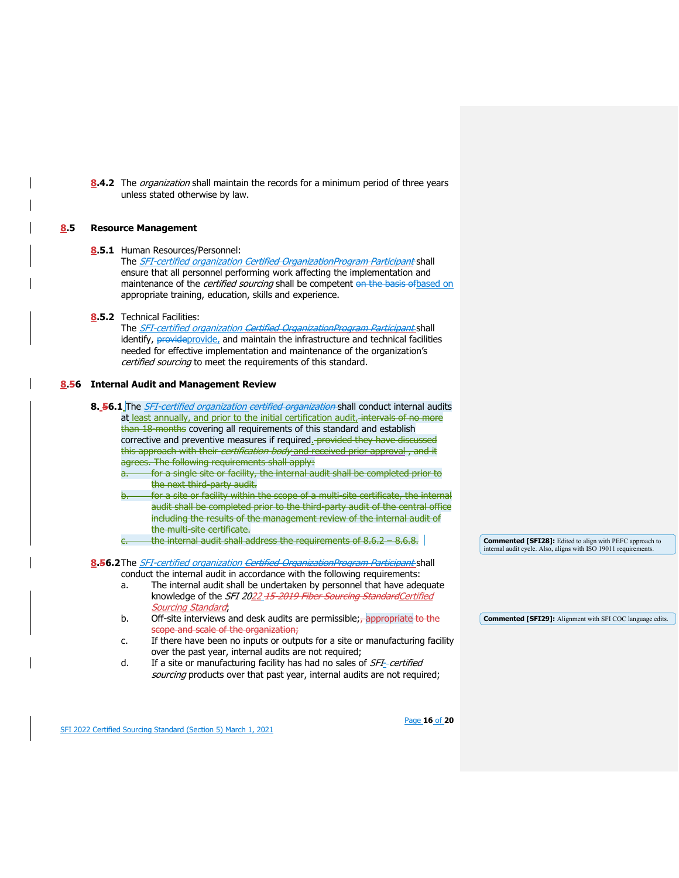**8.4.2** The *organization* shall maintain the records for a minimum period of three years unless stated otherwise by law.

### 8.5 Resource Management

**8.5.1** Human Resources/Personnel:
The *SFI-certified organization* ~~*Certified OrganizationProgram Participant*~~ shall ensure that all personnel performing work affecting the implementation and maintenance of the *certified sourcing* shall be competent ~~on the basis of~~based on appropriate training, education, skills and experience.

**8.5.2** Technical Facilities:
The *SFI-certified organization* ~~*Certified OrganizationProgram Participant*~~ shall identify, ~~provide~~provide, and maintain the infrastructure and technical facilities needed for effective implementation and maintenance of the organization's *certified sourcing* to meet the requirements of this standard.

### 8.~~5~~6 Internal Audit and Management Review

**8.~~5~~6.1** The *SFI-certified organization* ~~*certified organization*~~ shall conduct internal audits at least annually, and prior to the initial certification audit, ~~intervals of no more than 18 months~~ covering all requirements of this standard and establish corrective and preventive measures if required. ~~provided they have discussed this approach with their *certification body* and received prior approval , and it agrees. The following requirements shall apply:~~

~~a. for a single site or facility, the internal audit shall be completed prior to the next third-party audit.~~

~~b. for a site or facility within the scope of a multi-site certificate, the internal audit shall be completed prior to the third-party audit of the central office including the results of the management review of the internal audit of the multi-site certificate.~~

~~c. the internal audit shall address the requirements of 8.6.2 – 8.6.8.~~

> **Commented [SFI28]:** Edited to align with PEFC approach to internal audit cycle. Also, aligns with ISO 19011 requirements.

**8.~~5~~6.2** The *SFI-certified organization* ~~*Certified OrganizationProgram Participant*~~ shall conduct the internal audit in accordance with the following requirements:

a. The internal audit shall be undertaken by personnel that have adequate knowledge of the *SFI 20*22 ~~*15-2019 Fiber Sourcing Standard*~~*Certified Sourcing Standard*;

b. Off-site interviews and desk audits are permissible;~~, appropriate to the scope and scale of the organization;~~

c. If there have been no inputs or outputs for a site or manufacturing facility over the past year, internal audits are not required;

d. If a site or manufacturing facility has had no sales of *SFI-certified sourcing* products over that past year, internal audits are not required;

> **Commented [SFI29]:** Alignment with SFI COC language edits.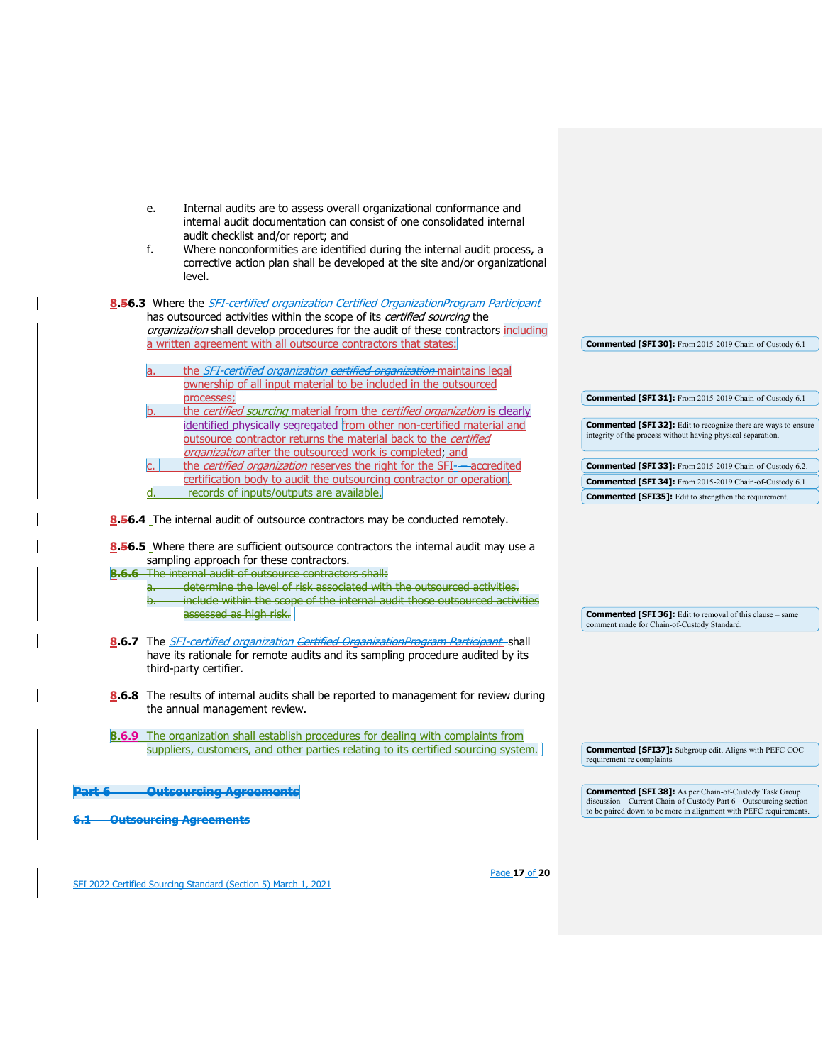e. Internal audits are to assess overall organizational conformance and internal audit documentation can consist of one consolidated internal audit checklist and/or report; and

f. Where nonconformities are identified during the internal audit process, a corrective action plan shall be developed at the site and/or organizational level.

**8.56.3** Where the *SFI-certified organization* ~~*Certified OrganizationProgram Participant*~~ has outsourced activities within the scope of its *certified sourcing* the *organization* shall develop procedures for the audit of these contractors including a written agreement with all outsource contractors that states:

a. the *SFI-certified organization* ~~*certified organization*~~ maintains legal ownership of all input material to be included in the outsourced processes;

b. the *certified sourcing* material from the *certified organization* is clearly identified ~~physically segregated~~ from other non-certified material and outsource contractor returns the material back to the *certified organization* after the outsourced work is completed; and

c. the *certified organization* reserves the right for the SFI-accredited certification body to audit the outsourcing contractor or operation.

d. records of inputs/outputs are available.

**8.56.4** The internal audit of outsource contractors may be conducted remotely.

**8.56.5** Where there are sufficient outsource contractors the internal audit may use a sampling approach for these contractors.

~~**8.6.6** The internal audit of outsource contractors shall:~~
~~a. determine the level of risk associated with the outsourced activities.~~
~~b. include within the scope of the internal audit those outsourced activities assessed as high risk.~~

**8.6.7** The *SFI-certified organization* ~~*Certified OrganizationProgram Participant*~~ shall have its rationale for remote audits and its sampling procedure audited by its third-party certifier.

**8.6.8** The results of internal audits shall be reported to management for review during the annual management review.

**8.6.9** The organization shall establish procedures for dealing with complaints from suppliers, customers, and other parties relating to its certified sourcing system.

~~**Part 6 Outsourcing Agreements**~~

~~**6.1 Outsourcing Agreements**~~

**Commented [SFI 30]:** From 2015-2019 Chain-of-Custody 6.1

**Commented [SFI 31]:** From 2015-2019 Chain-of-Custody 6.1

**Commented [SFI 32]:** Edit to recognize there are ways to ensure integrity of the process without having physical separation.

**Commented [SFI 33]:** From 2015-2019 Chain-of-Custody 6.2.

**Commented [SFI 34]:** From 2015-2019 Chain-of-Custody 6.1.

**Commented [SFI35]:** Edit to strengthen the requirement.

**Commented [SFI 36]:** Edit to removal of this clause – same comment made for Chain-of-Custody Standard.

**Commented [SFI37]:** Subgroup edit. Aligns with PEFC COC requirement re complaints.

**Commented [SFI 38]:** As per Chain-of-Custody Task Group discussion – Current Chain-of-Custody Part 6 - Outsourcing section to be paired down to be more in alignment with PEFC requirements.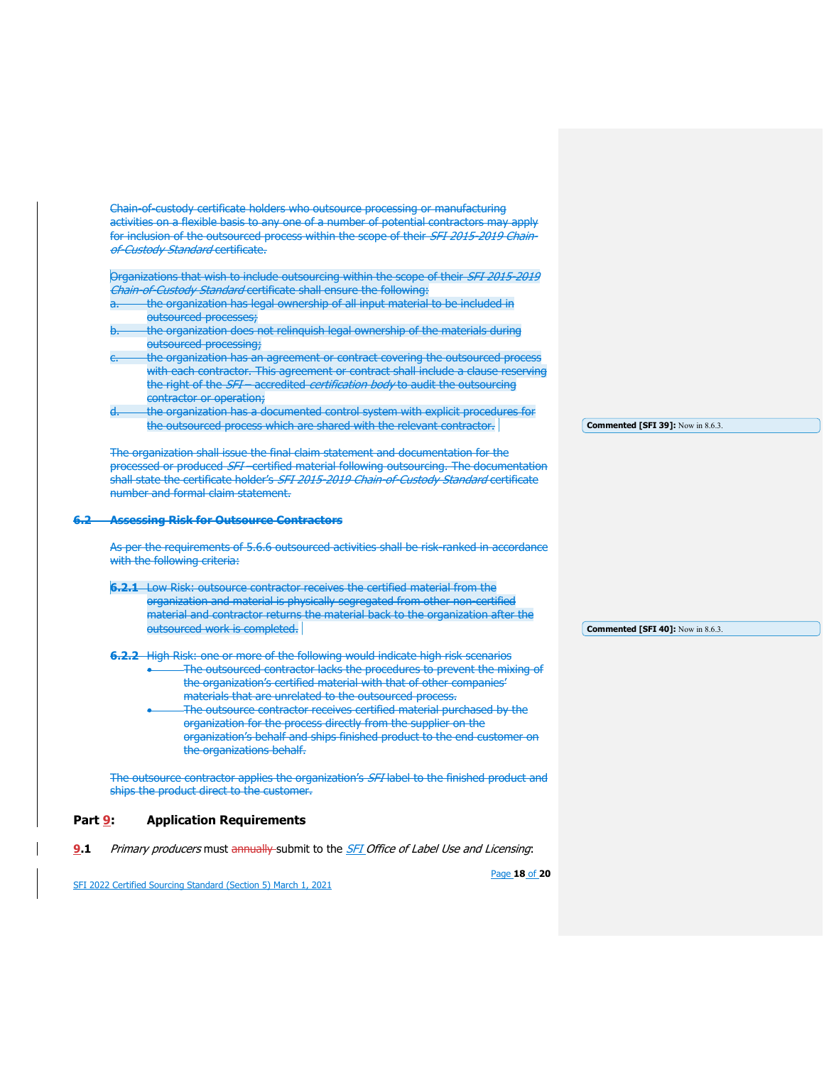Chain-of-custody certificate holders who outsource processing or manufacturing activities on a flexible basis to any one of a number of potential contractors may apply for inclusion of the outsourced process within the scope of their *SFI 2015-2019 Chain-of-Custody Standard* certificate.

Organizations that wish to include outsourcing within the scope of their *SFI 2015-2019 Chain-of-Custody Standard* certificate shall ensure the following:

a. the organization has legal ownership of all input material to be included in outsourced processes;
b. the organization does not relinquish legal ownership of the materials during outsourced processing;
c. the organization has an agreement or contract covering the outsourced process with each contractor. This agreement or contract shall include a clause reserving the right of the *SFI* – accredited *certification body* to audit the outsourcing contractor or operation;
d. the organization has a documented control system with explicit procedures for the outsourced process which are shared with the relevant contractor.

Commented [SFI 39]: Now in 8.6.3.

The organization shall issue the final claim statement and documentation for the processed or produced *SFI* –certified material following outsourcing. The documentation shall state the certificate holder's *SFI 2015-2019 Chain-of-Custody Standard* certificate number and formal claim statement.

### 6.2 Assessing Risk for Outsource Contractors

As per the requirements of 5.6.6 outsourced activities shall be risk-ranked in accordance with the following criteria:

**6.2.1** Low Risk: outsource contractor receives the certified material from the organization and material is physically segregated from other non-certified material and contractor returns the material back to the organization after the outsourced work is completed.

Commented [SFI 40]: Now in 8.6.3.

**6.2.2** High Risk: one or more of the following would indicate high risk scenarios

- The outsourced contractor lacks the procedures to prevent the mixing of the organization's certified material with that of other companies' materials that are unrelated to the outsourced process.
- The outsource contractor receives certified material purchased by the organization for the process directly from the supplier on the organization's behalf and ships finished product to the end customer on the organizations behalf.

The outsource contractor applies the organization's *SFI* label to the finished product and ships the product direct to the customer.

## Part 9: Application Requirements

**9.1** *Primary producers* must annually submit to the *SFI Office of Label Use and Licensing*: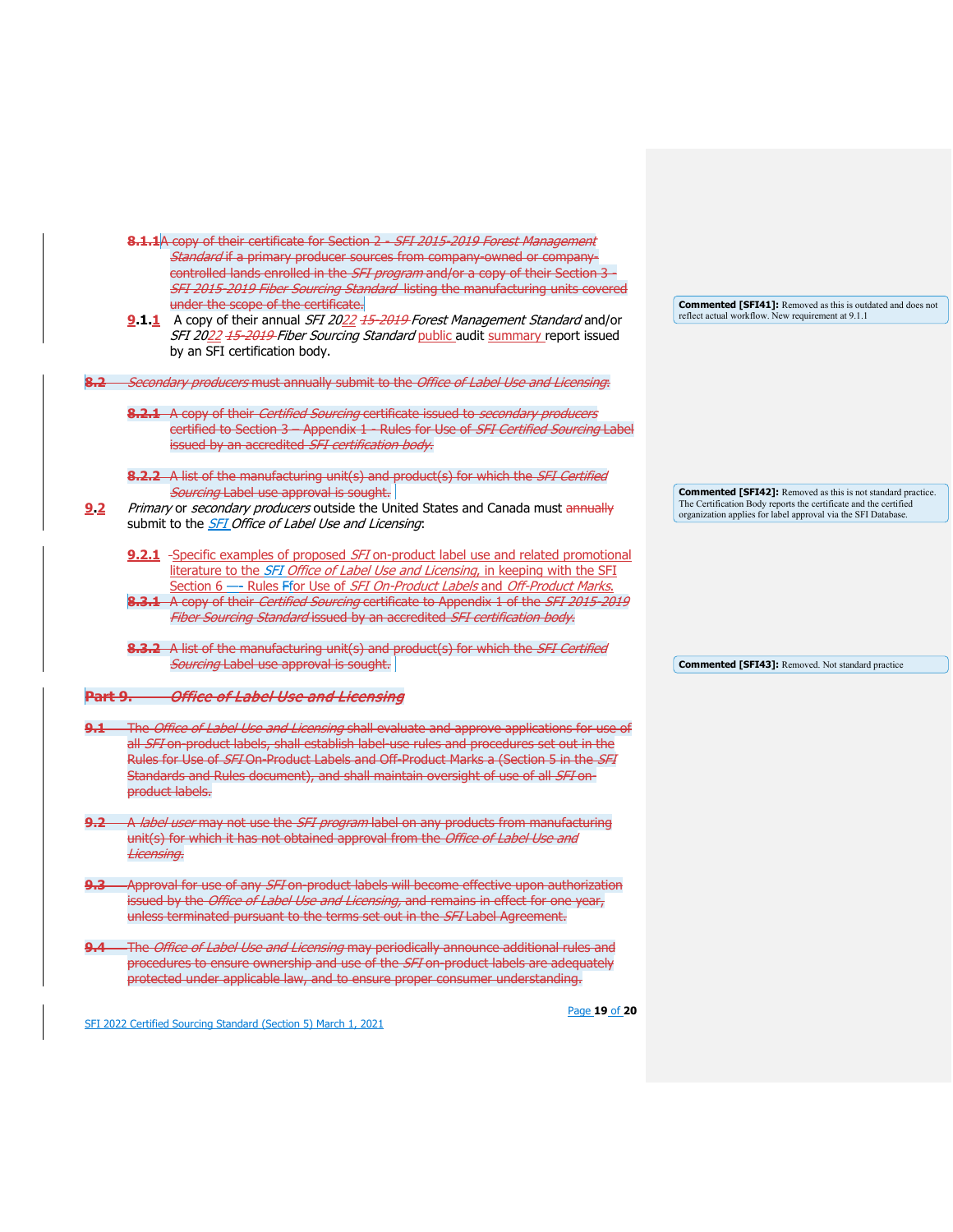~~8.1.1 A copy of their certificate for Section 2 - *SFI 2015-2019 Forest Management Standard* if a primary producer sources from company-owned or company-controlled lands enrolled in the *SFI program* and/or a copy of their Section 3 - *SFI 2015-2019 Fiber Sourcing Standard* listing the manufacturing units covered under the scope of the certificate.~~

**9.1.1** A copy of their annual *SFI 2022 ~~15-2019~~ Forest Management Standard* and/or *SFI 2022 ~~15-2019~~ Fiber Sourcing Standard* public audit summary report issued by an SFI certification body.

> **Commented [SFI41]:** Removed as this is outdated and does not reflect actual workflow. New requirement at 9.1.1

~~**8.2** *Secondary producers* must annually submit to the *Office of Label Use and Licensing*:~~

~~**8.2.1** A copy of their *Certified Sourcing* certificate issued to *secondary producers* certified to Section 3 – Appendix 1 - Rules for Use of *SFI Certified Sourcing* Label issued by an accredited *SFI certification body*.~~

~~**8.2.2** A list of the manufacturing unit(s) and product(s) for which the *SFI Certified Sourcing* Label use approval is sought.~~

> **Commented [SFI42]:** Removed as this is not standard practice. The Certification Body reports the certificate and the certified organization applies for label approval via the SFI Database.

**9.2** *Primary* or *secondary producers* outside the United States and Canada must ~~annually~~ submit to the *SFI Office of Label Use and Licensing*:

**9.2.1** Specific examples of proposed *SFI* on-product label use and related promotional literature to the *SFI Office of Label Use and Licensing*, in keeping with the SFI Section 6 – Rules for Use of *SFI On-Product Labels* and *Off-Product Marks*.

~~**8.3.1** A copy of their *Certified Sourcing* certificate to Appendix 1 of the *SFI 2015-2019 Fiber Sourcing Standard* issued by an accredited *SFI certification body*.~~

~~**8.3.2** A list of the manufacturing unit(s) and product(s) for which the *SFI Certified Sourcing* Label use approval is sought.~~

> **Commented [SFI43]:** Removed. Not standard practice

## ~~Part 9. *Office of Label Use and Licensing*~~

~~**9.1** The *Office of Label Use and Licensing* shall evaluate and approve applications for use of all *SFI* on-product labels, shall establish label-use rules and procedures set out in the Rules for Use of *SFI* On-Product Labels and Off-Product Marks a (Section 5 in the *SFI* Standards and Rules document), and shall maintain oversight of use of all *SFI* on-product labels.~~

~~**9.2** A *label user* may not use the *SFI program* label on any products from manufacturing unit(s) for which it has not obtained approval from the *Office of Label Use and Licensing*.~~

~~**9.3** Approval for use of any *SFI* on-product labels will become effective upon authorization issued by the *Office of Label Use and Licensing*, and remains in effect for one year, unless terminated pursuant to the terms set out in the *SFI* Label Agreement.~~

~~**9.4** The *Office of Label Use and Licensing* may periodically announce additional rules and procedures to ensure ownership and use of the *SFI* on-product labels are adequately protected under applicable law, and to ensure proper consumer understanding.~~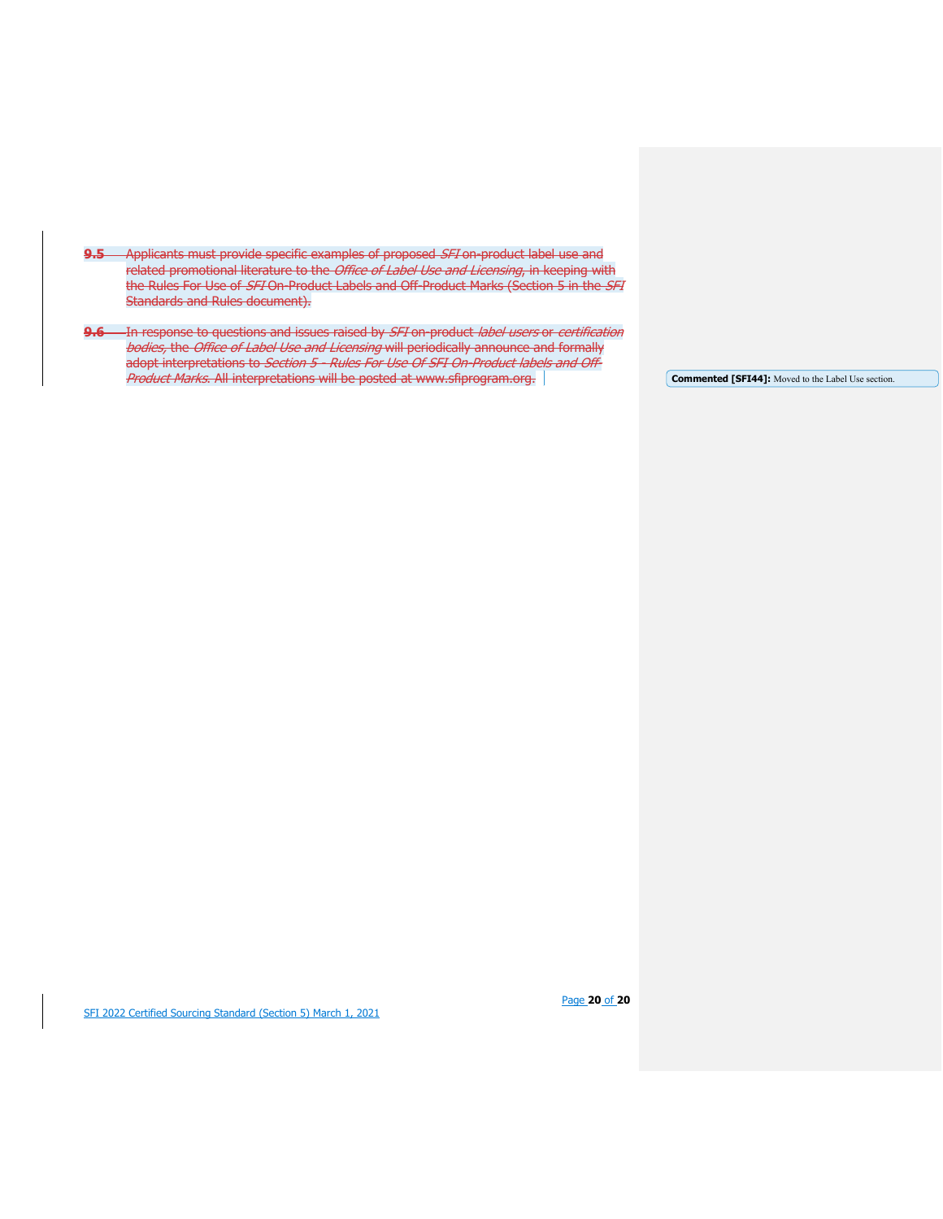~~**9.5** Applicants must provide specific examples of proposed *SFI* on-product label use and related promotional literature to the *Office of Label Use and Licensing*, in keeping with the Rules For Use of *SFI* On-Product Labels and Off-Product Marks (Section 5 in the *SFI* Standards and Rules document).~~

~~**9.6** In response to questions and issues raised by *SFI* on-product *label users* or *certification bodies*, the *Office of Label Use and Licensing* will periodically announce and formally adopt interpretations to *Section 5 - Rules For Use Of SFI On-Product labels and Off-Product Marks*. All interpretations will be posted at www.sfiprogram.org.~~

**Commented [SFI44]:** Moved to the Label Use section.